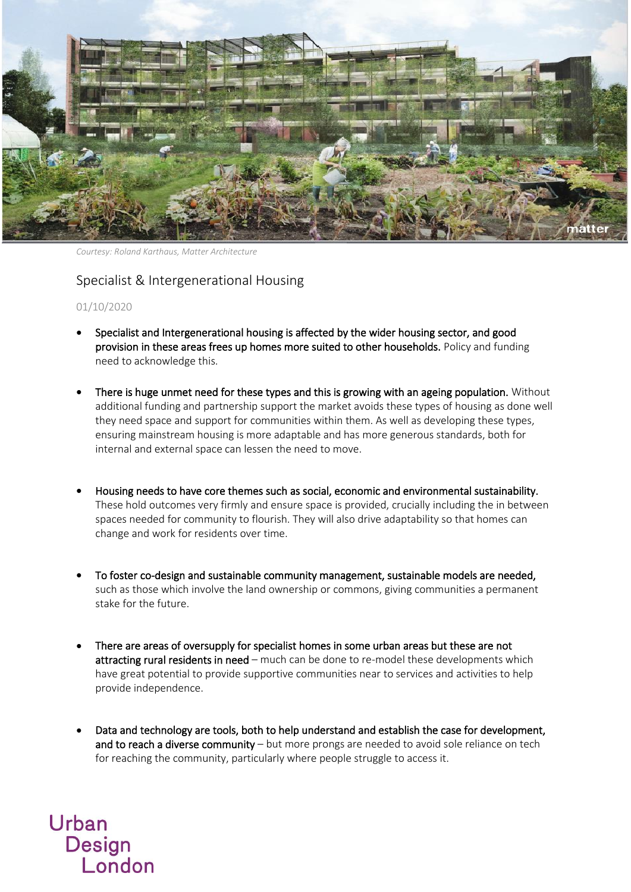*Courtesy: Roland Karthaus, Matter Architecture*

# Specialist & Intergenerational Housing

01/10/2020

- **Specialist and Intergenerational housing is affected by the wider housing sector, and good provision in these areas frees up homes more suited to other households.** Policy and funding need to acknowledge this.

- **There is huge unmet need for these types and this is growing with an ageing population.** Without additional funding and partnership support the market avoids these types of housing as done well they need space and support for communities within them. As well as developing these types, ensuring mainstream housing is more adaptable and has more generous standards, both for internal and external space can lessen the need to move.

- **Housing needs to have core themes such as social, economic and environmental sustainability.** These hold outcomes very firmly and ensure space is provided, crucially including the in between spaces needed for community to flourish. They will also drive adaptability so that homes can change and work for residents over time.

- **To foster co-design and sustainable community management, sustainable models are needed,** such as those which involve the land ownership or commons, giving communities a permanent stake for the future.

- **There are areas of oversupply for specialist homes in some urban areas but these are not attracting rural residents in need** – much can be done to re-model these developments which have great potential to provide supportive communities near to services and activities to help provide independence.

- **Data and technology are tools, both to help understand and establish the case for development, and to reach a diverse community** – but more prongs are needed to avoid sole reliance on tech for reaching the community, particularly where people struggle to access it.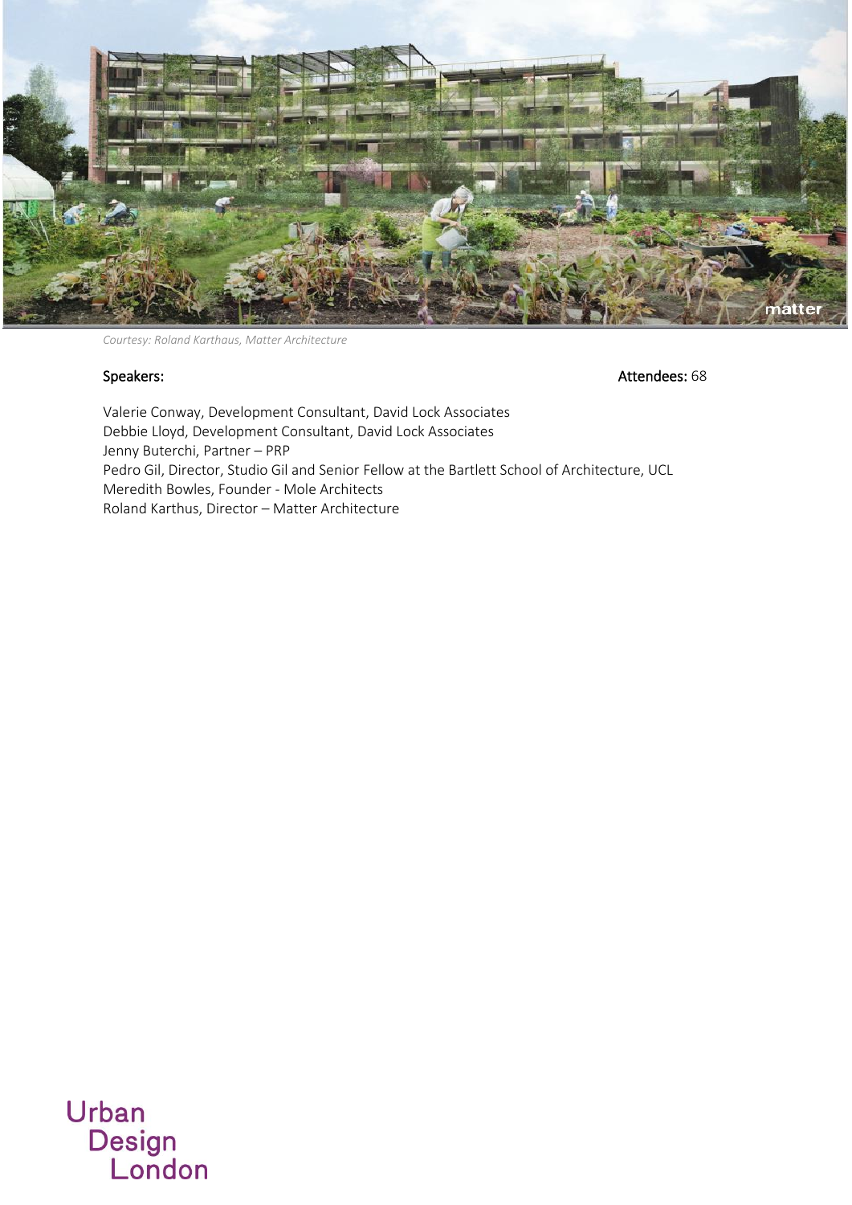*Courtesy: Roland Karthaus, Matter Architecture*

**Speakers:**

**Attendees:** 68

Valerie Conway, Development Consultant, David Lock Associates
Debbie Lloyd, Development Consultant, David Lock Associates
Jenny Buterchi, Partner – PRP
Pedro Gil, Director, Studio Gil and Senior Fellow at the Bartlett School of Architecture, UCL
Meredith Bowles, Founder - Mole Architects
Roland Karthus, Director – Matter Architecture

Urban Design London